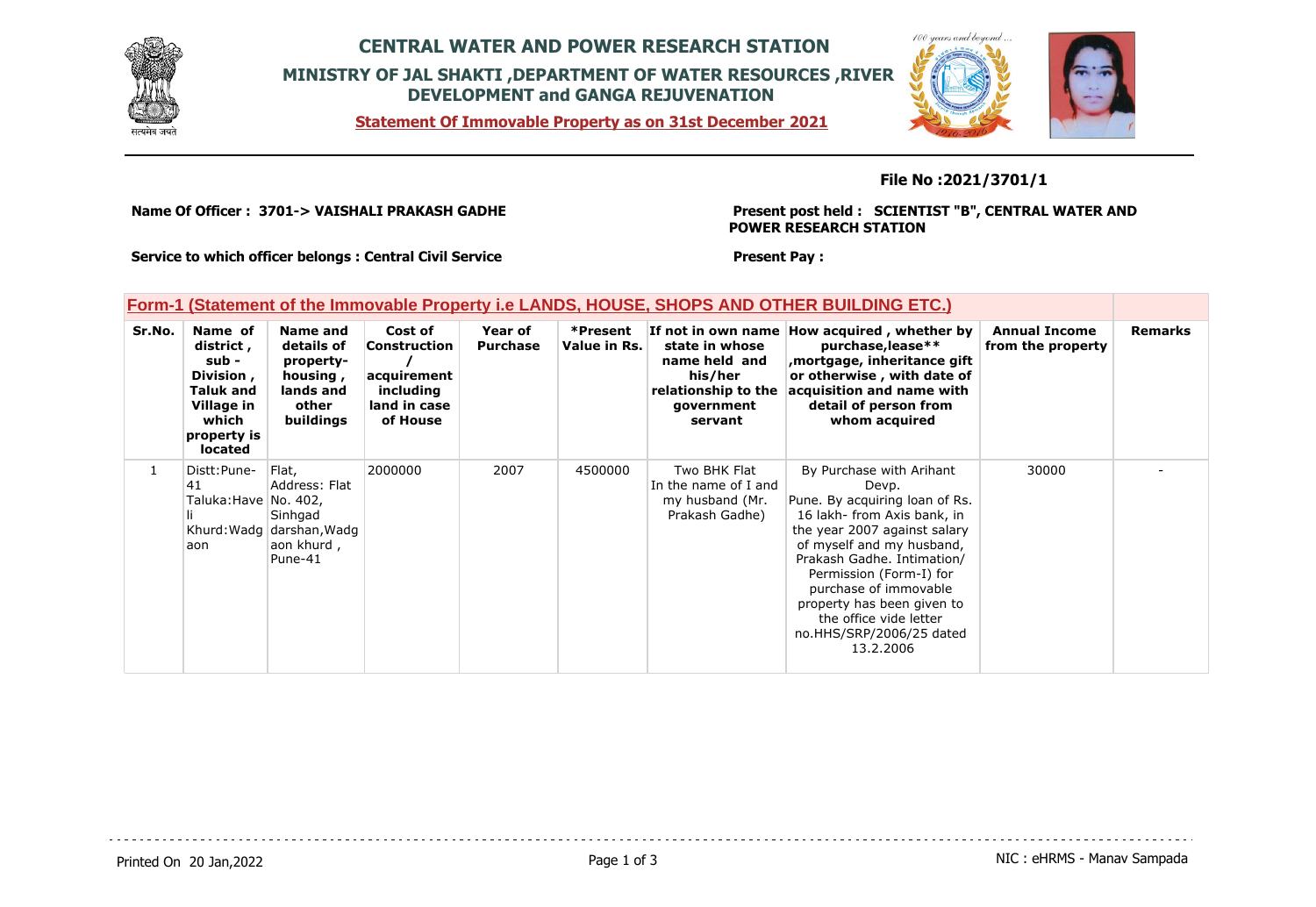# CENTRAL WATER AND POWER RESEARCH STATION

## MINISTRY OF JAL SHAKTI ,DEPARTMENT OF WATER RESOURCES ,RIVER DEVELOPMENT and GANGA REJUVENATION

**Statement Of Immovable Property as on 31st December 2021**

**File No :2021/3701/1**

**Name Of Officer : 3701-> VAISHALI PRAKASH GADHE**

**Present post held : SCIENTIST "B", CENTRAL WATER AND POWER RESEARCH STATION**

**Service to which officer belongs : Central Civil Service**

**Present Pay :**

### Form-1 (Statement of the Immovable Property i.e LANDS, HOUSE, SHOPS AND OTHER BUILDING ETC.)

| Sr.No. | Name of district , sub - Division , Taluk and Village in which property is located | Name and details of property- housing , lands and other buildings | Cost of Construction / acquirement including land in case of House | Year of Purchase | *Present Value in Rs. | If not in own name state in whose name held and his/her relationship to the government servant | How acquired , whether by purchase,lease** ,mortgage, inheritance gift or otherwise , with date of acquisition and name with detail of person from whom acquired | Annual Income from the property | Remarks |
|---|---|---|---|---|---|---|---|---|---|
| 1 | Distt:Pune-41 Taluka:Haveli Khurd:Wadgaon | Flat, Address: Flat No. 402, Sinhgad darshan,Wadgaon khurd , Pune-41 | 2000000 | 2007 | 4500000 | Two BHK Flat In the name of I and my husband (Mr. Prakash Gadhe) | By Purchase with Arihant Devp. Pune. By acquiring loan of Rs. 16 lakh- from Axis bank, in the year 2007 against salary of myself and my husband, Prakash Gadhe. Intimation/ Permission (Form-I) for purchase of immovable property has been given to the office vide letter no.HHS/SRP/2006/25 dated 13.2.2006 | 30000 | - |

Printed On 20 Jan,2022

NIC : eHRMS - Manav Sampada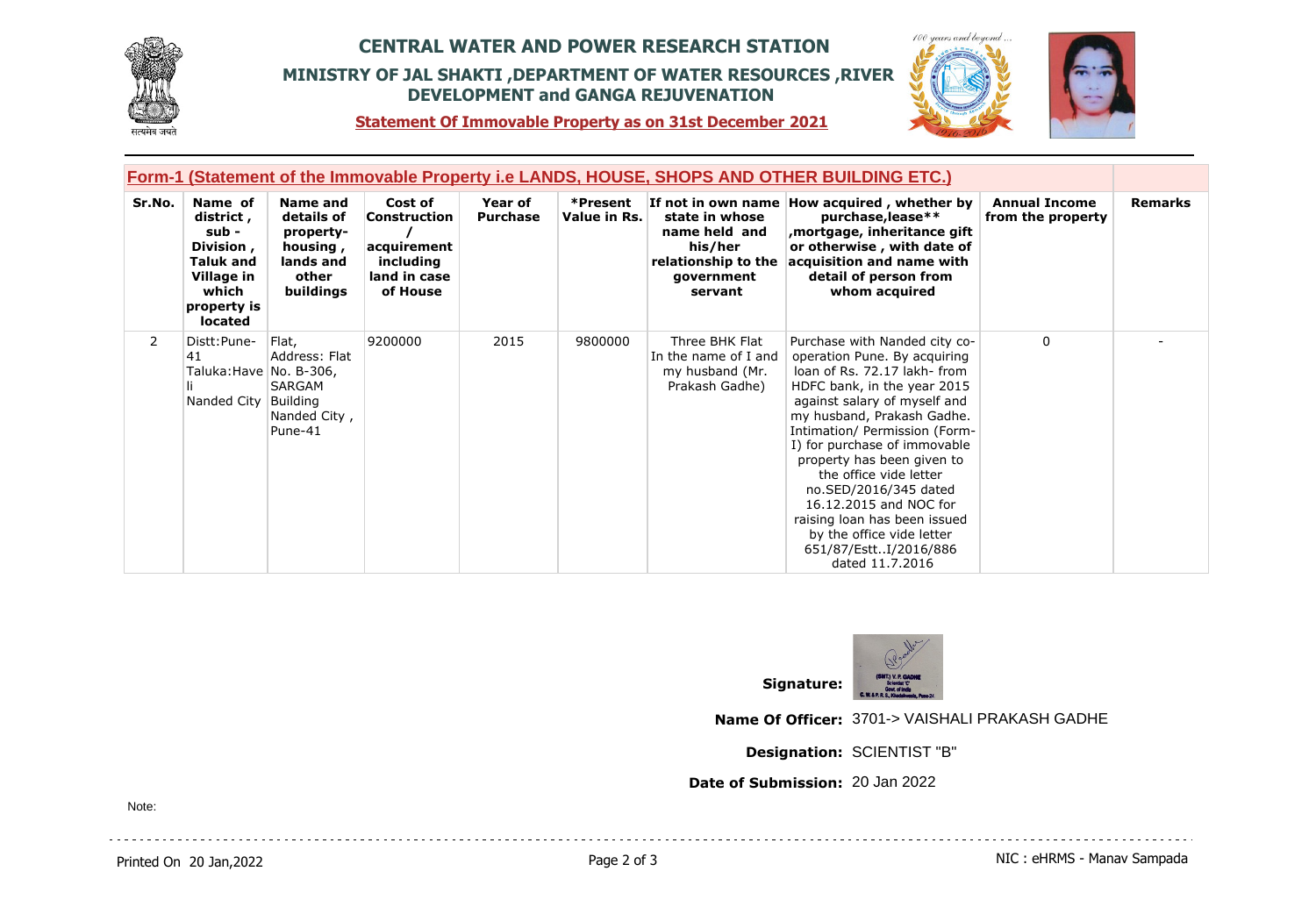# CENTRAL WATER AND POWER RESEARCH STATION

## MINISTRY OF JAL SHAKTI ,DEPARTMENT OF WATER RESOURCES ,RIVER DEVELOPMENT and GANGA REJUVENATION

**Statement Of Immovable Property as on 31st December 2021**

### Form-1 (Statement of the Immovable Property i.e LANDS, HOUSE, SHOPS AND OTHER BUILDING ETC.)

| Sr.No. | Name of district , sub - Division , Taluk and Village in which property is located | Name and details of property-housing , lands and other buildings | Cost of Construction / acquirement including land in case of House | Year of Purchase | *Present Value in Rs. | If not in own name state in whose name held and his/her relationship to the government servant | How acquired , whether by purchase,lease** ,mortgage, inheritance gift or otherwise , with date of acquisition and name with detail of person from whom acquired | Annual Income from the property | Remarks |
|---|---|---|---|---|---|---|---|---|---|
| 2 | Distt:Pune-41 Taluka:Haveli Nanded City | Flat, Address: Flat No. B-306, SARGAM Building Nanded City , Pune-41 | 9200000 | 2015 | 9800000 | Three BHK Flat In the name of I and my husband (Mr. Prakash Gadhe) | Purchase with Nanded city co-operation Pune. By acquiring loan of Rs. 72.17 lakh- from HDFC bank, in the year 2015 against salary of myself and my husband, Prakash Gadhe. Intimation/ Permission (Form-I) for purchase of immovable property has been given to the office vide letter no.SED/2016/345 dated 16.12.2015 and NOC for raising loan has been issued by the office vide letter 651/87/Estt..I/2016/886 dated 11.7.2016 | 0 | - |

**Signature:** (SMT) V. P. GADHE, Scientist 'C', Govt. of India, C. W. & P. R. S., Khadakwasla, Pune-24

**Name Of Officer:** 3701-> VAISHALI PRAKASH GADHE

**Designation:** SCIENTIST "B"

**Date of Submission:** 20 Jan 2022

Note:

Printed On 20 Jan,2022

NIC : eHRMS - Manav Sampada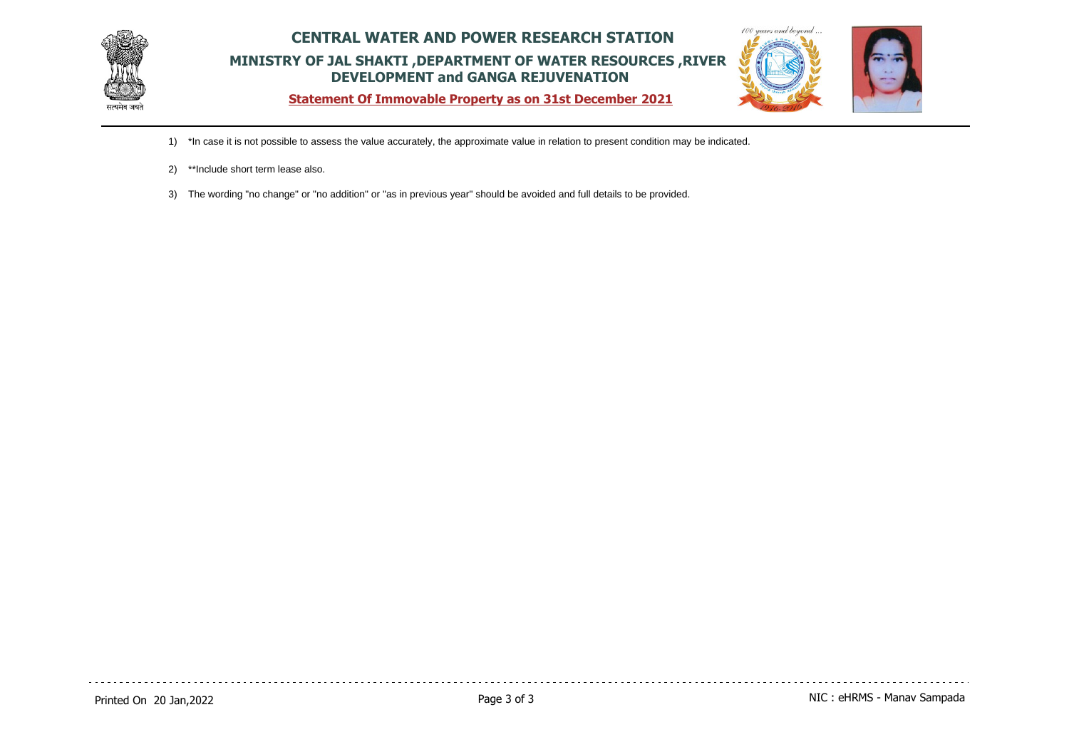# CENTRAL WATER AND POWER RESEARCH STATION

## MINISTRY OF JAL SHAKTI ,DEPARTMENT OF WATER RESOURCES ,RIVER DEVELOPMENT and GANGA REJUVENATION

**Statement Of Immovable Property as on 31st December 2021**

1) *In case it is not possible to assess the value accurately, the approximate value in relation to present condition may be indicated.

2) **Include short term lease also.

3) The wording "no change" or "no addition" or "as in previous year" should be avoided and full details to be provided.